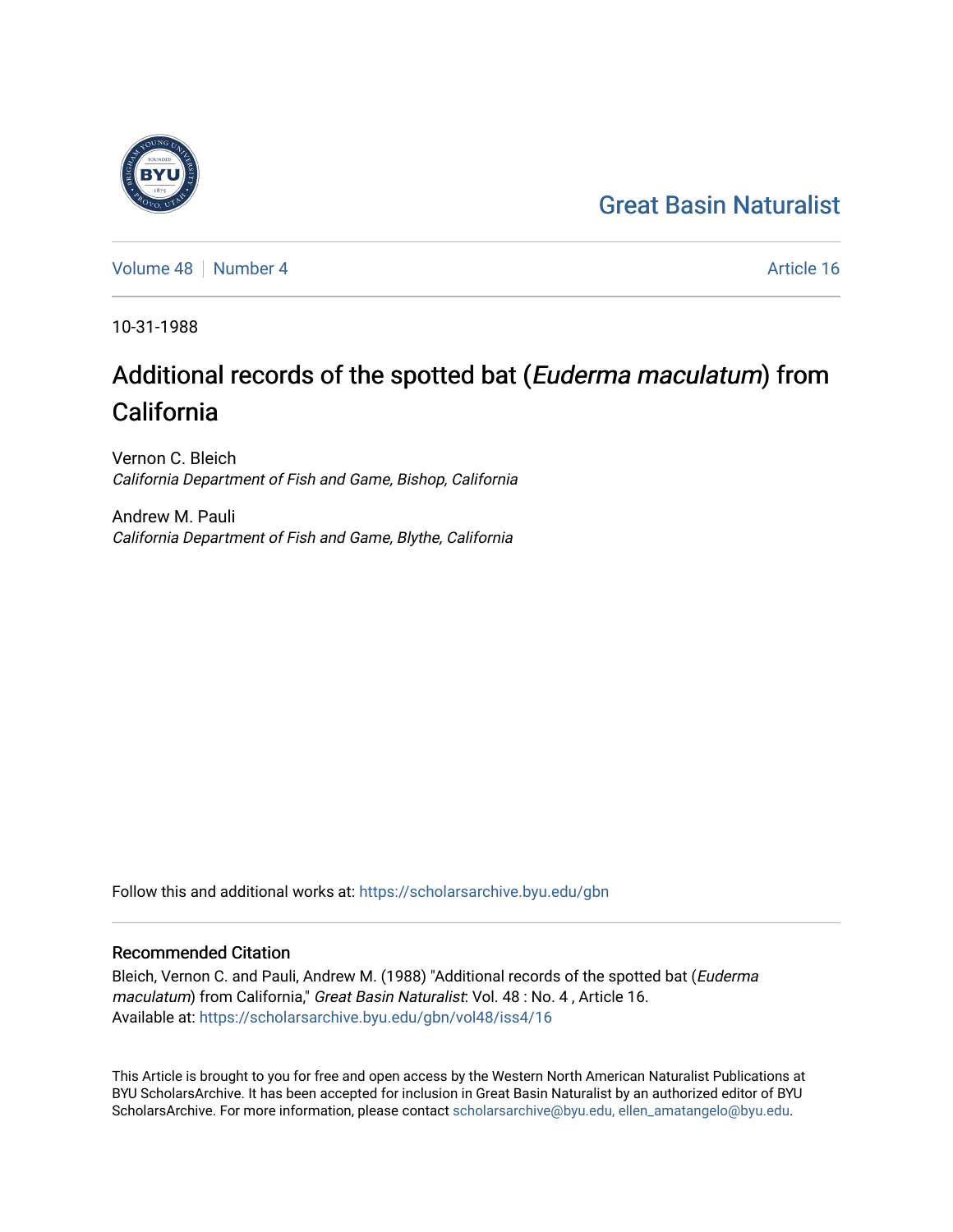Great Basin Naturalist

Volume 48 | Number 4 | Article 16

10-31-1988

# Additional records of the spotted bat (*Euderma maculatum*) from California

Vernon C. Bleich
*California Department of Fish and Game, Bishop, California*

Andrew M. Pauli
*California Department of Fish and Game, Blythe, California*

Follow this and additional works at: https://scholarsarchive.byu.edu/gbn

## Recommended Citation

Bleich, Vernon C. and Pauli, Andrew M. (1988) "Additional records of the spotted bat (*Euderma maculatum*) from California," *Great Basin Naturalist*: Vol. 48 : No. 4 , Article 16.
Available at: https://scholarsarchive.byu.edu/gbn/vol48/iss4/16

This Article is brought to you for free and open access by the Western North American Naturalist Publications at BYU ScholarsArchive. It has been accepted for inclusion in Great Basin Naturalist by an authorized editor of BYU ScholarsArchive. For more information, please contact scholarsarchive@byu.edu, ellen_amatangelo@byu.edu.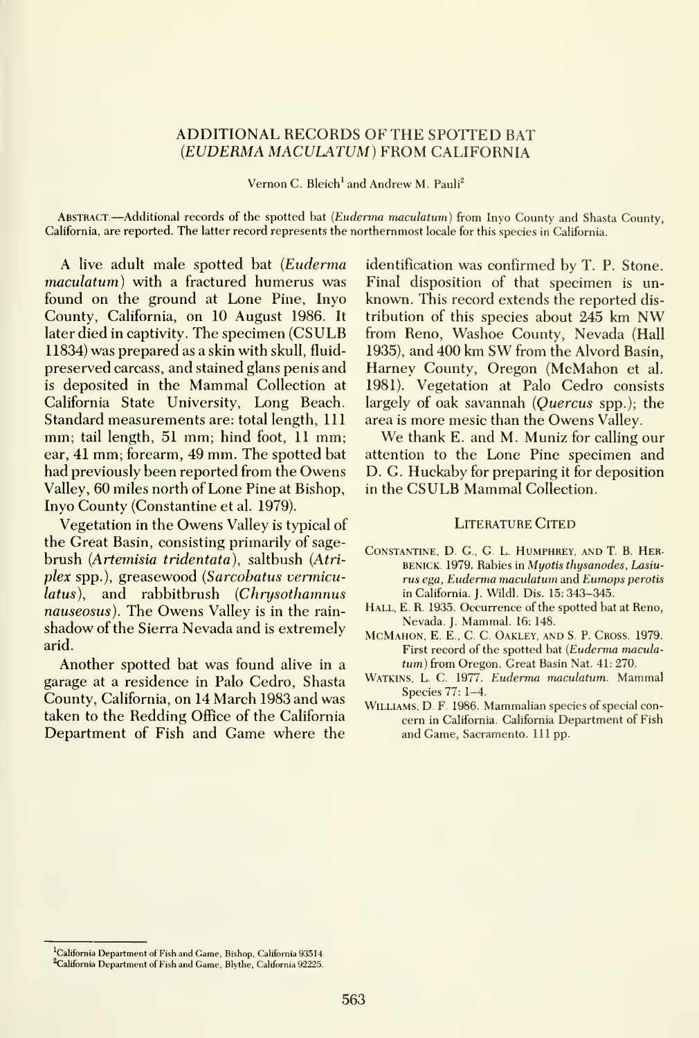# ADDITIONAL RECORDS OF THE SPOTTED BAT (*EUDERMA MACULATUM*) FROM CALIFORNIA

Vernon C. Bleich[1] and Andrew M. Pauli[2]

ABSTRACT.—Additional records of the spotted bat (*Euderma maculatum*) from Inyo County and Shasta County, California, are reported. The latter record represents the northernmost locale for this species in California.

A live adult male spotted bat (*Euderma maculatum*) with a fractured humerus was found on the ground at Lone Pine, Inyo County, California, on 10 August 1986. It later died in captivity. The specimen (CSULB 11834) was prepared as a skin with skull, fluid-preserved carcass, and stained glans penis and is deposited in the Mammal Collection at California State University, Long Beach. Standard measurements are: total length, 111 mm; tail length, 51 mm; hind foot, 11 mm; ear, 41 mm; forearm, 49 mm. The spotted bat had previously been reported from the Owens Valley, 60 miles north of Lone Pine at Bishop, Inyo County (Constantine et al. 1979).

Vegetation in the Owens Valley is typical of the Great Basin, consisting primarily of sagebrush (*Artemisia tridentata*), saltbush (*Atriplex* spp.), greasewood (*Sarcobatus vermiculatus*), and rabbitbrush (*Chrysothamnus nauseosus*). The Owens Valley is in the rainshadow of the Sierra Nevada and is extremely arid.

Another spotted bat was found alive in a garage at a residence in Palo Cedro, Shasta County, California, on 14 March 1983 and was taken to the Redding Office of the California Department of Fish and Game where the identification was confirmed by T. P. Stone. Final disposition of that specimen is unknown. This record extends the reported distribution of this species about 245 km NW from Reno, Washoe County, Nevada (Hall 1935), and 400 km SW from the Alvord Basin, Harney County, Oregon (McMahon et al. 1981). Vegetation at Palo Cedro consists largely of oak savannah (*Quercus* spp.); the area is more mesic than the Owens Valley.

We thank E. and M. Muniz for calling our attention to the Lone Pine specimen and D. G. Huckaby for preparing it for deposition in the CSULB Mammal Collection.

## LITERATURE CITED

CONSTANTINE, D. G., G. L. HUMPHREY, AND T. B. HERBENICK. 1979. Rabies in *Myotis thysanodes*, *Lasiurus ega*, *Euderma maculatum* and *Eumops perotis* in California. J. Wildl. Dis. 15: 343–345.

HALL, E. R. 1935. Occurrence of the spotted bat at Reno, Nevada. J. Mammal. 16: 148.

MCMAHON, E. E., C. C. OAKLEY, AND S. P. CROSS. 1979. First record of the spotted bat (*Euderma maculatum*) from Oregon. Great Basin Nat. 41: 270.

WATKINS, L. C. 1977. *Euderma maculatum*. Mammal Species 77: 1–4.

WILLIAMS, D. F. 1986. Mammalian species of special concern in California. California Department of Fish and Game, Sacramento. 111 pp.

[1]California Department of Fish and Game, Bishop, California 93514.
[2]California Department of Fish and Game, Blythe, California 92225.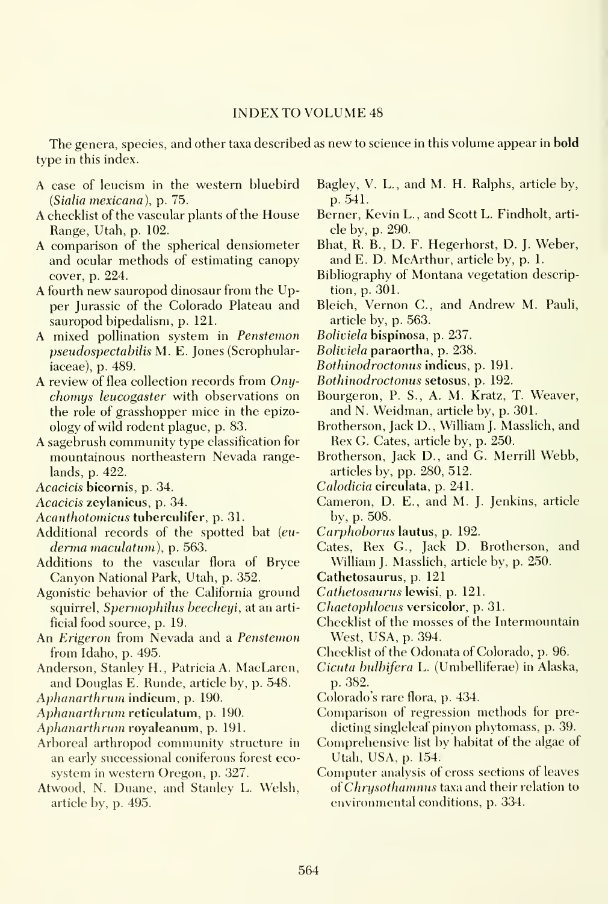# INDEX TO VOLUME 48

The genera, species, and other taxa described as new to science in this volume appear in **bold** type in this index.

- A case of leucism in the western bluebird (*Sialia mexicana*), p. 75.
- A checklist of the vascular plants of the House Range, Utah, p. 102.
- A comparison of the spherical densiometer and ocular methods of estimating canopy cover, p. 224.
- A fourth new sauropod dinosaur from the Upper Jurassic of the Colorado Plateau and sauropod bipedalism, p. 121.
- A mixed pollination system in *Penstemon pseudospectabilis* M. E. Jones (Scrophulariaceae), p. 489.
- A review of flea collection records from *Onychomys leucogaster* with observations on the role of grasshopper mice in the epizoology of wild rodent plague, p. 83.
- A sagebrush community type classification for mountainous northeastern Nevada rangelands, p. 422.
- *Acacicis* **bicornis**, p. 34.
- *Acacicis* **zeylanicus**, p. 34.
- *Acanthotomicus* **tuberculifer**, p. 31.
- Additional records of the spotted bat (*euderma maculatum*), p. 563.
- Additions to the vascular flora of Bryce Canyon National Park, Utah, p. 352.
- Agonistic behavior of the California ground squirrel, *Spermophilus beecheyi*, at an artificial food source, p. 19.
- An *Erigeron* from Nevada and a *Penstemon* from Idaho, p. 495.
- Anderson, Stanley H., Patricia A. MacLaren, and Douglas E. Runde, article by, p. 548.
- *Aphanarthrum* **indicum**, p. 190.
- *Aphanarthrum* **reticulatum**, p. 190.
- *Aphanarthrum* **royaleanum**, p. 191.
- Arboreal arthropod community structure in an early successional coniferous forest ecosystem in western Oregon, p. 327.
- Atwood, N. Duane, and Stanley L. Welsh, article by, p. 495.
- Bagley, V. L., and M. H. Ralphs, article by, p. 541.
- Berner, Kevin L., and Scott L. Findholt, article by, p. 290.
- Bhat, R. B., D. F. Hegerhorst, D. J. Weber, and E. D. McArthur, article by, p. 1.
- Bibliography of Montana vegetation description, p. 301.
- Bleich, Vernon C., and Andrew M. Pauli, article by, p. 563.
- *Boliviela* **bispinosa**, p. 237.
- *Boliviela* **paraortha**, p. 238.
- *Bothinodroctonus* **indicus**, p. 191.
- *Bothinodroctonus* **setosus**, p. 192.
- Bourgeron, P. S., A. M. Kratz, T. Weaver, and N. Weidman, article by, p. 301.
- Brotherson, Jack D., William J. Masslich, and Rex G. Cates, article by, p. 250.
- Brotherson, Jack D., and G. Merrill Webb, articles by, pp. 280, 512.
- *Calodicia* **circulata**, p. 241.
- Cameron, D. E., and M. J. Jenkins, article by, p. 508.
- *Carphoborus* **lautus**, p. 192.
- Cates, Rex G., Jack D. Brotherson, and William J. Masslich, article by, p. 250.
- **Cathetosaurus**, p. 121
- *Cathetosaurus* **lewisi**, p. 121.
- *Chaetophloeus* **versicolor**, p. 31.
- Checklist of the mosses of the Intermountain West, USA, p. 394.
- Checklist of the Odonata of Colorado, p. 96.
- *Cicuta bulbifera* L. (Umbelliferae) in Alaska, p. 382.
- Colorado's rare flora, p. 434.
- Comparison of regression methods for predicting singleleaf pinyon phytomass, p. 39.
- Comprehensive list by habitat of the algae of Utah, USA, p. 154.
- Computer analysis of cross sections of leaves of *Chrysothamnus* taxa and their relation to environmental conditions, p. 334.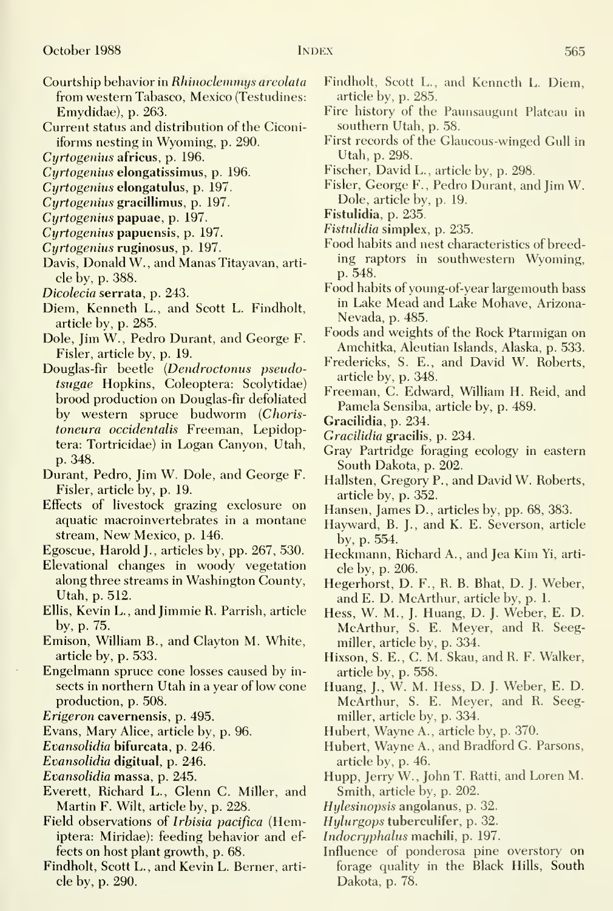Courtship behavior in *Rhinoclemmys areolata* from western Tabasco, Mexico (Testudines: Emydidae), p. 263.

Current status and distribution of the Ciconiiforms nesting in Wyoming, p. 290.

*Cyrtogenius* **africus**, p. 196.

*Cyrtogenius* **elongatissimus**, p. 196.

*Cyrtogenius* **elongatulus**, p. 197.

*Cyrtogenius* **gracillimus**, p. 197.

*Cyrtogenius* **papuae**, p. 197.

*Cyrtogenius* **papuensis**, p. 197.

*Cyrtogenius* **ruginosus**, p. 197.

Davis, Donald W., and Manas Titayavan, article by, p. 388.

*Dicolecia* **serrata**, p. 243.

Diem, Kenneth L., and Scott L. Findholt, article by, p. 285.

Dole, Jim W., Pedro Durant, and George F. Fisler, article by, p. 19.

Douglas-fir beetle (*Dendroctonus pseudotsugae* Hopkins, Coleoptera: Scolytidae) brood production on Douglas-fir defoliated by western spruce budworm (*Choristoneura occidentalis* Freeman, Lepidoptera: Tortricidae) in Logan Canyon, Utah, p. 348.

Durant, Pedro, Jim W. Dole, and George F. Fisler, article by, p. 19.

Effects of livestock grazing exclosure on aquatic macroinvertebrates in a montane stream, New Mexico, p. 146.

Egoscue, Harold J., articles by, pp. 267, 530.

Elevational changes in woody vegetation along three streams in Washington County, Utah, p. 512.

Ellis, Kevin L., and Jimmie R. Parrish, article by, p. 75.

Emison, William B., and Clayton M. White, article by, p. 533.

Engelmann spruce cone losses caused by insects in northern Utah in a year of low cone production, p. 508.

*Erigeron* **cavernensis**, p. 495.

Evans, Mary Alice, article by, p. 96.

*Evansolidia* **bifurcata**, p. 246.

*Evansolidia* **digitual**, p. 246.

*Evansolidia* **massa**, p. 245.

Everett, Richard L., Glenn C. Miller, and Martin F. Wilt, article by, p. 228.

Field observations of *Irbisia pacifica* (Hemiptera: Miridae): feeding behavior and effects on host plant growth, p. 68.

Findholt, Scott L., and Kevin L. Berner, article by, p. 290.

Findholt, Scott L., and Kenneth L. Diem, article by, p. 285.

Fire history of the Paunsaugunt Plateau in southern Utah, p. 58.

First records of the Glaucous-winged Gull in Utah, p. 298.

Fischer, David L., article by, p. 298.

Fisler, George F., Pedro Durant, and Jim W. Dole, article by, p. 19.

**Fistulidia**, p. 235.

*Fistulidia* **simplex**, p. 235.

Food habits and nest characteristics of breeding raptors in southwestern Wyoming, p. 548.

Food habits of young-of-year largemouth bass in Lake Mead and Lake Mohave, Arizona-Nevada, p. 485.

Foods and weights of the Rock Ptarmigan on Amchitka, Aleutian Islands, Alaska, p. 533.

Fredericks, S. E., and David W. Roberts, article by, p. 348.

Freeman, C. Edward, William H. Reid, and Pamela Sensiba, article by, p. 489.

**Gracilidia**, p. 234.

*Gracilidia* **gracilis**, p. 234.

Gray Partridge foraging ecology in eastern South Dakota, p. 202.

Hallsten, Gregory P., and David W. Roberts, article by, p. 352.

Hansen, James D., articles by, pp. 68, 383.

Hayward, B. J., and K. E. Severson, article by, p. 554.

Heckmann, Richard A., and Jea Kim Yi, article by, p. 206.

Hegerhorst, D. F., R. B. Bhat, D. J. Weber, and E. D. McArthur, article by, p. 1.

Hess, W. M., J. Huang, D. J. Weber, E. D. McArthur, S. E. Meyer, and R. Seegmiller, article by, p. 334.

Hixson, S. E., C. M. Skau, and R. F. Walker, article by, p. 558.

Huang, J., W. M. Hess, D. J. Weber, E. D. McArthur, S. E. Meyer, and R. Seegmiller, article by, p. 334.

Hubert, Wayne A., article by, p. 370.

Hubert, Wayne A., and Bradford G. Parsons, article by, p. 46.

Hupp, Jerry W., John T. Ratti, and Loren M. Smith, article by, p. 202.

*Hylesinopsis* **angolanus**, p. 32.

*Hylurgops* **tuberculifer**, p. 32.

*Indocryphalus* **machili**, p. 197.

Influence of ponderosa pine overstory on forage quality in the Black Hills, South Dakota, p. 78.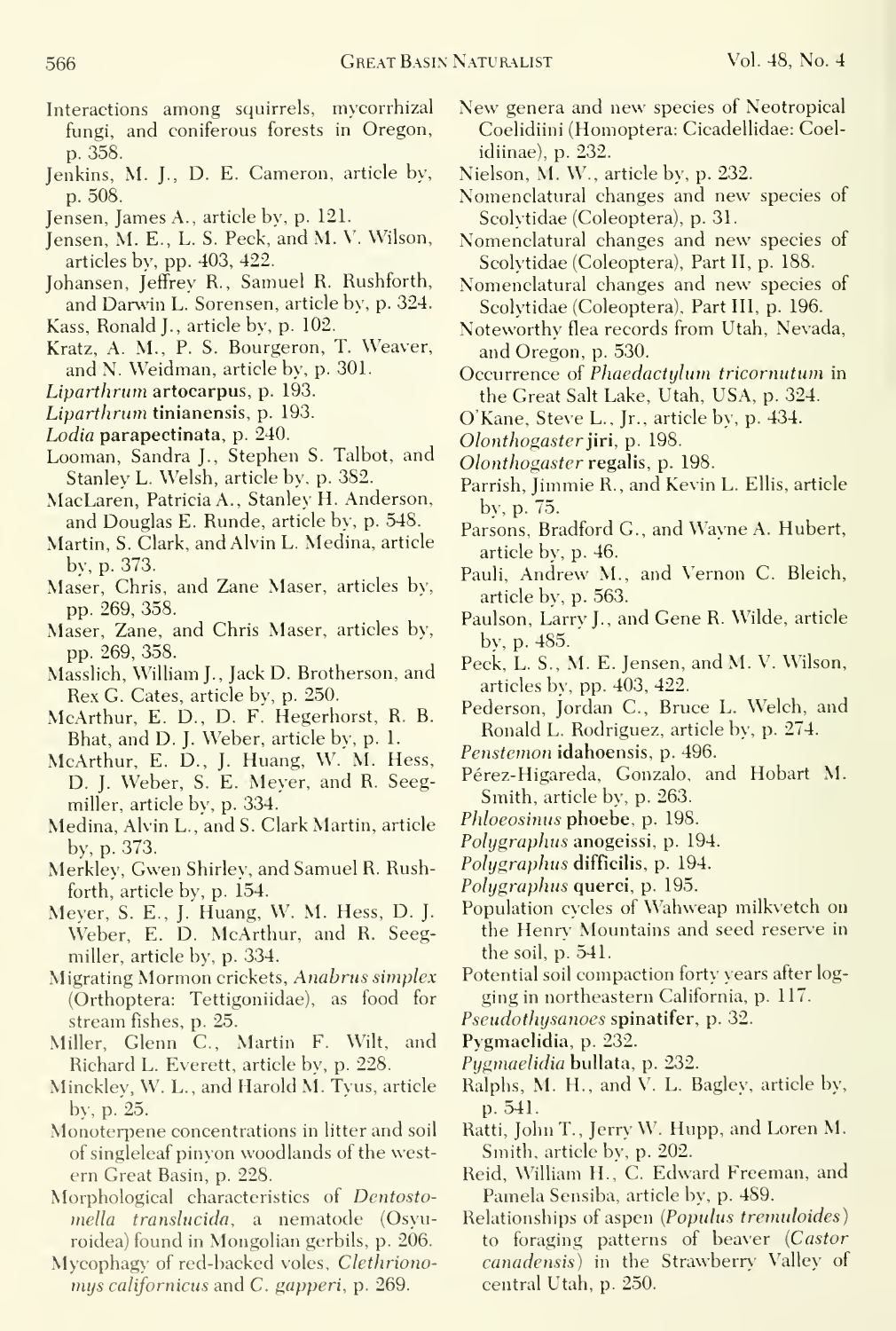Interactions among squirrels, mycorrhizal fungi, and coniferous forests in Oregon, p. 358.

Jenkins, M. J., D. E. Cameron, article by, p. 508.

Jensen, James A., article by, p. 121.

Jensen, M. E., L. S. Peck, and M. V. Wilson, articles by, pp. 403, 422.

Johansen, Jeffrey R., Samuel R. Rushforth, and Darwin L. Sorensen, article by, p. 324.

Kass, Ronald J., article by, p. 102.

Kratz, A. M., P. S. Bourgeron, T. Weaver, and N. Weidman, article by, p. 301.

*Liparthrum* **artocarpus**, p. 193.

*Liparthrum* **tinianensis**, p. 193.

*Lodia* **parapectinata**, p. 240.

Looman, Sandra J., Stephen S. Talbot, and Stanley L. Welsh, article by, p. 382.

MacLaren, Patricia A., Stanley H. Anderson, and Douglas E. Runde, article by, p. 548.

Martin, S. Clark, and Alvin L. Medina, article by, p. 373.

Maser, Chris, and Zane Maser, articles by, pp. 269, 358.

Maser, Zane, and Chris Maser, articles by, pp. 269, 358.

Masslich, William J., Jack D. Brotherson, and Rex G. Cates, article by, p. 250.

McArthur, E. D., D. F. Hegerhorst, R. B. Bhat, and D. J. Weber, article by, p. 1.

McArthur, E. D., J. Huang, W. M. Hess, D. J. Weber, S. E. Meyer, and R. Seegmiller, article by, p. 334.

Medina, Alvin L., and S. Clark Martin, article by, p. 373.

Merkley, Gwen Shirley, and Samuel R. Rushforth, article by, p. 154.

Meyer, S. E., J. Huang, W. M. Hess, D. J. Weber, E. D. McArthur, and R. Seegmiller, article by, p. 334.

Migrating Mormon crickets, *Anabrus simplex* (Orthoptera: Tettigoniidae), as food for stream fishes, p. 25.

Miller, Glenn C., Martin F. Wilt, and Richard L. Everett, article by, p. 228.

Minckley, W. L., and Harold M. Tyus, article by, p. 25.

Monoterpene concentrations in litter and soil of singleleaf pinyon woodlands of the western Great Basin, p. 228.

Morphological characteristics of *Dentostomella translucida*, a nematode (Osyuroidea) found in Mongolian gerbils, p. 206.

Mycophagy of red-backed voles, *Clethrionomys californicus* and *C. gapperi*, p. 269.

New genera and new species of Neotropical Coelidiini (Homoptera: Cicadellidae: Coelidiinae), p. 232.

Nielson, M. W., article by, p. 232.

Nomenclatural changes and new species of Scolytidae (Coleoptera), p. 31.

Nomenclatural changes and new species of Scolytidae (Coleoptera), Part II, p. 188.

Nomenclatural changes and new species of Scolytidae (Coleoptera), Part III, p. 196.

Noteworthy flea records from Utah, Nevada, and Oregon, p. 530.

Occurrence of *Phaedactylum tricornutum* in the Great Salt Lake, Utah, USA, p. 324.

O'Kane, Steve L., Jr., article by, p. 434.

*Olonthogaster* **jiri**, p. 198.

*Olonthogaster* **regalis**, p. 198.

Parrish, Jimmie R., and Kevin L. Ellis, article by, p. 75.

Parsons, Bradford G., and Wayne A. Hubert, article by, p. 46.

Pauli, Andrew M., and Vernon C. Bleich, article by, p. 563.

Paulson, Larry J., and Gene R. Wilde, article by, p. 485.

Peck, L. S., M. E. Jensen, and M. V. Wilson, articles by, pp. 403, 422.

Pederson, Jordan C., Bruce L. Welch, and Ronald L. Rodriguez, article by, p. 274.

*Penstemon* **idahoensis**, p. 496.

Pérez-Higareda, Gonzalo, and Hobart M. Smith, article by, p. 263.

*Phloeosinus* **phoebe**, p. 198.

*Polygraphus* **anogeissi**, p. 194.

*Polygraphus* **difficilis**, p. 194.

*Polygraphus* **querci**, p. 195.

Population cycles of Wahweap milkvetch on the Henry Mountains and seed reserve in the soil, p. 541.

Potential soil compaction forty years after logging in northeastern California, p. 117.

*Pseudothysanoes* **spinatifer**, p. 32.

**Pygmaelidia**, p. 232.

*Pygmaelidia* **bullata**, p. 232.

Ralphs, M. H., and V. L. Bagley, article by, p. 541.

Ratti, John T., Jerry W. Hupp, and Loren M. Smith, article by, p. 202.

Reid, William H., C. Edward Freeman, and Pamela Sensiba, article by, p. 489.

Relationships of aspen (*Populus tremuloides*) to foraging patterns of beaver (*Castor canadensis*) in the Strawberry Valley of central Utah, p. 250.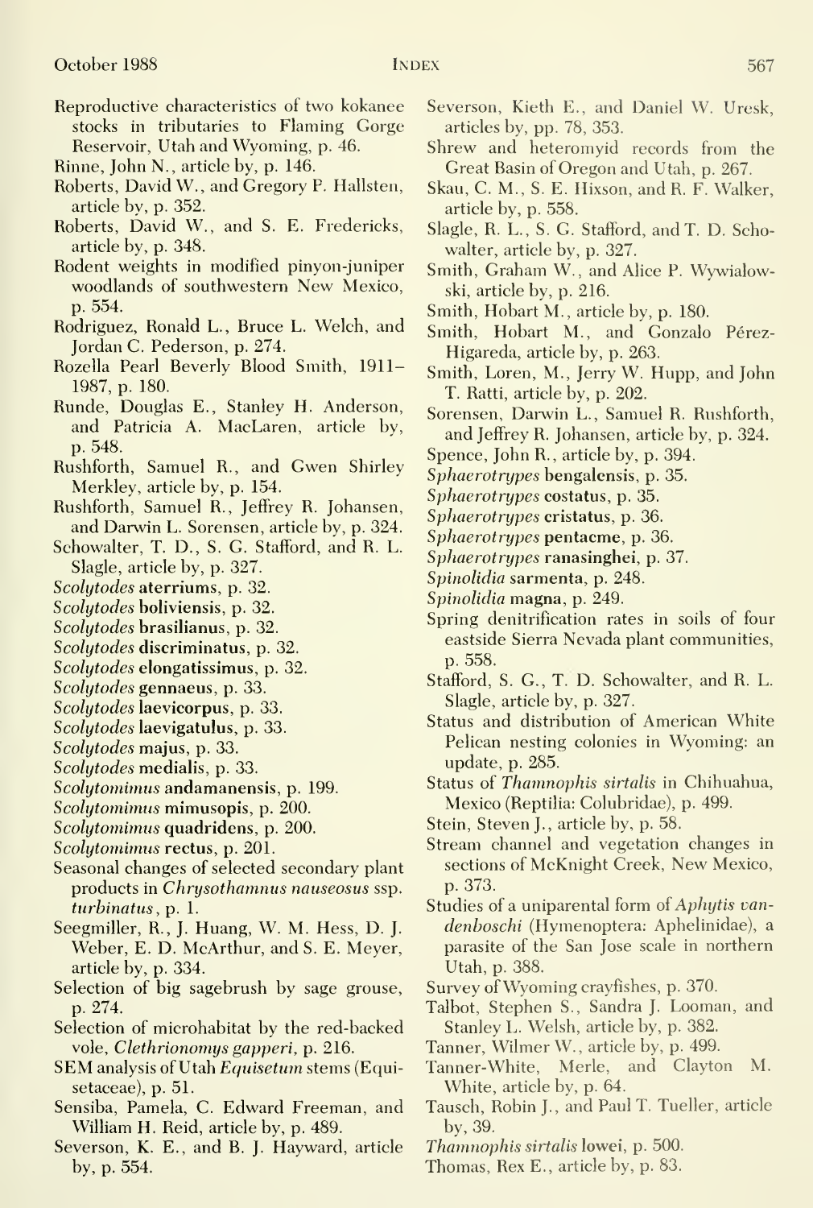Reproductive characteristics of two kokanee stocks in tributaries to Flaming Gorge Reservoir, Utah and Wyoming, p. 46.

Rinne, John N., article by, p. 146.

Roberts, David W., and Gregory P. Hallsten, article by, p. 352.

Roberts, David W., and S. E. Fredericks, article by, p. 348.

Rodent weights in modified pinyon-juniper woodlands of southwestern New Mexico, p. 554.

Rodriguez, Ronald L., Bruce L. Welch, and Jordan C. Pederson, p. 274.

Rozella Pearl Beverly Blood Smith, 1911–1987, p. 180.

Runde, Douglas E., Stanley H. Anderson, and Patricia A. MacLaren, article by, p. 548.

Rushforth, Samuel R., and Gwen Shirley Merkley, article by, p. 154.

Rushforth, Samuel R., Jeffrey R. Johansen, and Darwin L. Sorensen, article by, p. 324.

Schowalter, T. D., S. G. Stafford, and R. L. Slagle, article by, p. 327.

*Scolytodes* **aterriums**, p. 32.

*Scolytodes* **boliviensis**, p. 32.

*Scolytodes* **brasilianus**, p. 32.

*Scolytodes* **discriminatus**, p. 32.

*Scolytodes* **elongatissimus**, p. 32.

*Scolytodes* **gennaeus**, p. 33.

*Scolytodes* **laevicorpus**, p. 33.

*Scolytodes* **laevigatulus**, p. 33.

*Scolytodes* **majus**, p. 33.

*Scolytodes* **medialis**, p. 33.

*Scolytomimus* **andamanensis**, p. 199.

*Scolytomimus* **mimusopis**, p. 200.

*Scolytomimus* **quadridens**, p. 200.

*Scolytomimus* **rectus**, p. 201.

Seasonal changes of selected secondary plant products in *Chrysothamnus nauseosus* ssp. *turbinatus*, p. 1.

Seegmiller, R., J. Huang, W. M. Hess, D. J. Weber, E. D. McArthur, and S. E. Meyer, article by, p. 334.

Selection of big sagebrush by sage grouse, p. 274.

Selection of microhabitat by the red-backed vole, *Clethrionomys gapperi*, p. 216.

SEM analysis of Utah *Equisetum* stems (Equisetaceae), p. 51.

Sensiba, Pamela, C. Edward Freeman, and William H. Reid, article by, p. 489.

Severson, K. E., and B. J. Hayward, article by, p. 554.

Severson, Kieth E., and Daniel W. Uresk, articles by, pp. 78, 353.

Shrew and heteromyid records from the Great Basin of Oregon and Utah, p. 267.

Skau, C. M., S. E. Hixson, and R. F. Walker, article by, p. 558.

Slagle, R. L., S. G. Stafford, and T. D. Schowalter, article by, p. 327.

Smith, Graham W., and Alice P. Wywialowski, article by, p. 216.

Smith, Hobart M., article by, p. 180.

Smith, Hobart M., and Gonzalo Pérez-Higareda, article by, p. 263.

Smith, Loren, M., Jerry W. Hupp, and John T. Ratti, article by, p. 202.

Sorensen, Darwin L., Samuel R. Rushforth, and Jeffrey R. Johansen, article by, p. 324.

Spence, John R., article by, p. 394.

*Sphaerotrypes* **bengalensis**, p. 35.

*Sphaerotrypes* **costatus**, p. 35.

*Sphaerotrypes* **cristatus**, p. 36.

*Sphaerotrypes* **pentacme**, p. 36.

*Sphaerotrypes* **ranasinghei**, p. 37.

*Spinolidia* **sarmenta**, p. 248.

*Spinolidia* **magna**, p. 249.

Spring denitrification rates in soils of four eastside Sierra Nevada plant communities, p. 558.

Stafford, S. G., T. D. Schowalter, and R. L. Slagle, article by, p. 327.

Status and distribution of American White Pelican nesting colonies in Wyoming: an update, p. 285.

Status of *Thamnophis sirtalis* in Chihuahua, Mexico (Reptilia: Colubridae), p. 499.

Stein, Steven J., article by, p. 58.

Stream channel and vegetation changes in sections of McKnight Creek, New Mexico, p. 373.

Studies of a uniparental form of *Aphytis vandenboschi* (Hymenoptera: Aphelinidae), a parasite of the San Jose scale in northern Utah, p. 388.

Survey of Wyoming crayfishes, p. 370.

Talbot, Stephen S., Sandra J. Looman, and Stanley L. Welsh, article by, p. 382.

Tanner, Wilmer W., article by, p. 499.

Tanner-White, Merle, and Clayton M. White, article by, p. 64.

Tausch, Robin J., and Paul T. Tueller, article by, 39.

*Thamnophis sirtalis* **lowei**, p. 500.

Thomas, Rex E., article by, p. 83.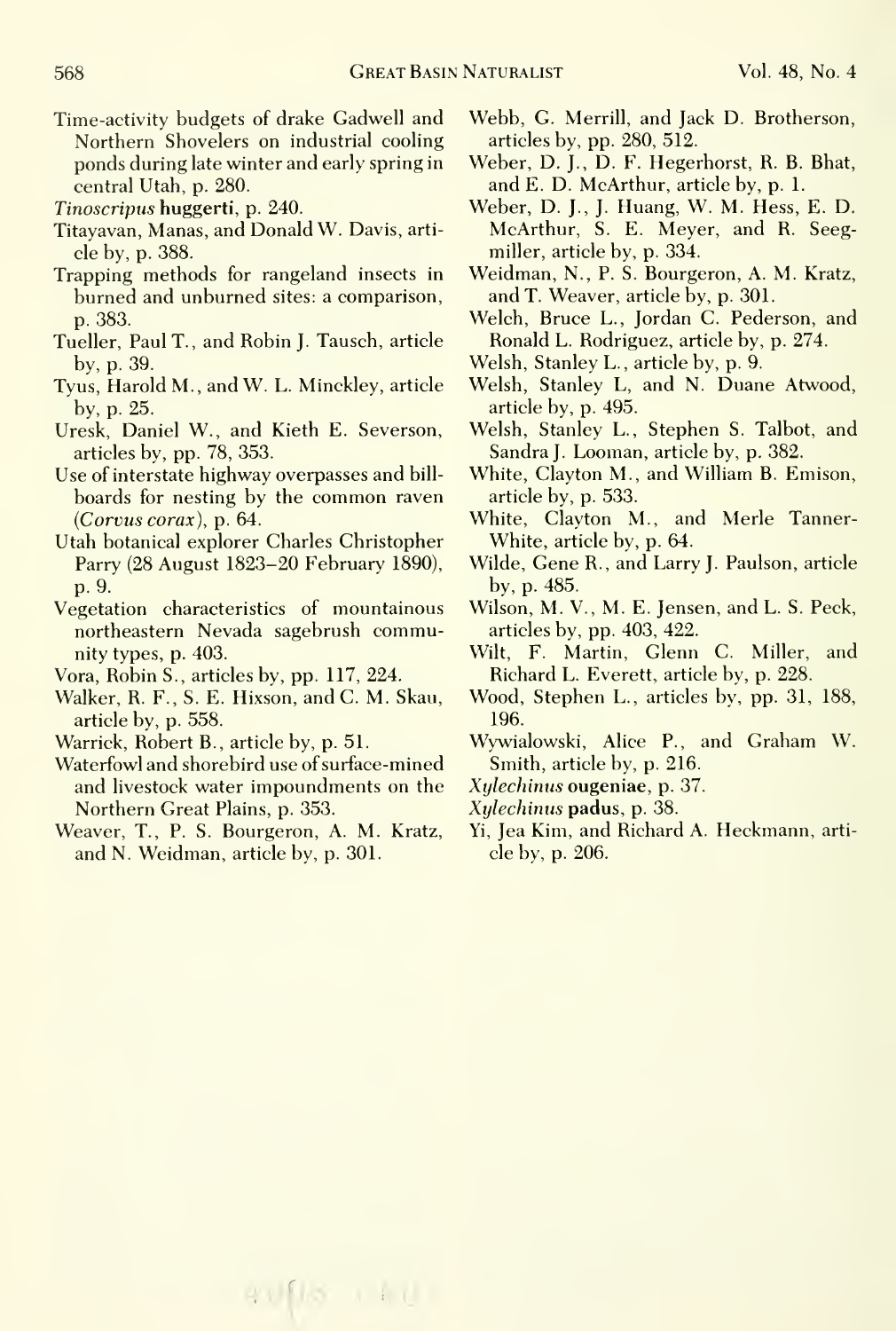Time-activity budgets of drake Gadwell and Northern Shovelers on industrial cooling ponds during late winter and early spring in central Utah, p. 280.

*Tinoscripus* **huggerti**, p. 240.

Titayavan, Manas, and Donald W. Davis, article by, p. 388.

Trapping methods for rangeland insects in burned and unburned sites: a comparison, p. 383.

Tueller, Paul T., and Robin J. Tausch, article by, p. 39.

Tyus, Harold M., and W. L. Minckley, article by, p. 25.

Uresk, Daniel W., and Kieth E. Severson, articles by, pp. 78, 353.

Use of interstate highway overpasses and billboards for nesting by the common raven (*Corvus corax*), p. 64.

Utah botanical explorer Charles Christopher Parry (28 August 1823–20 February 1890), p. 9.

Vegetation characteristics of mountainous northeastern Nevada sagebrush community types, p. 403.

Vora, Robin S., articles by, pp. 117, 224.

Walker, R. F., S. E. Hixson, and C. M. Skau, article by, p. 558.

Warrick, Robert B., article by, p. 51.

Waterfowl and shorebird use of surface-mined and livestock water impoundments on the Northern Great Plains, p. 353.

Weaver, T., P. S. Bourgeron, A. M. Kratz, and N. Weidman, article by, p. 301.

Webb, G. Merrill, and Jack D. Brotherson, articles by, pp. 280, 512.

Weber, D. J., D. F. Hegerhorst, R. B. Bhat, and E. D. McArthur, article by, p. 1.

Weber, D. J., J. Huang, W. M. Hess, E. D. McArthur, S. E. Meyer, and R. Seegmiller, article by, p. 334.

Weidman, N., P. S. Bourgeron, A. M. Kratz, and T. Weaver, article by, p. 301.

Welch, Bruce L., Jordan C. Pederson, and Ronald L. Rodriguez, article by, p. 274.

Welsh, Stanley L., article by, p. 9.

Welsh, Stanley L, and N. Duane Atwood, article by, p. 495.

Welsh, Stanley L., Stephen S. Talbot, and Sandra J. Looman, article by, p. 382.

White, Clayton M., and William B. Emison, article by, p. 533.

White, Clayton M., and Merle Tanner-White, article by, p. 64.

Wilde, Gene R., and Larry J. Paulson, article by, p. 485.

Wilson, M. V., M. E. Jensen, and L. S. Peck, articles by, pp. 403, 422.

Wilt, F. Martin, Glenn C. Miller, and Richard L. Everett, article by, p. 228.

Wood, Stephen L., articles by, pp. 31, 188, 196.

Wywialowski, Alice P., and Graham W. Smith, article by, p. 216.

*Xylechinus* **ougeniae**, p. 37.

*Xylechinus* **padus**, p. 38.

Yi, Jea Kim, and Richard A. Heckmann, article by, p. 206.